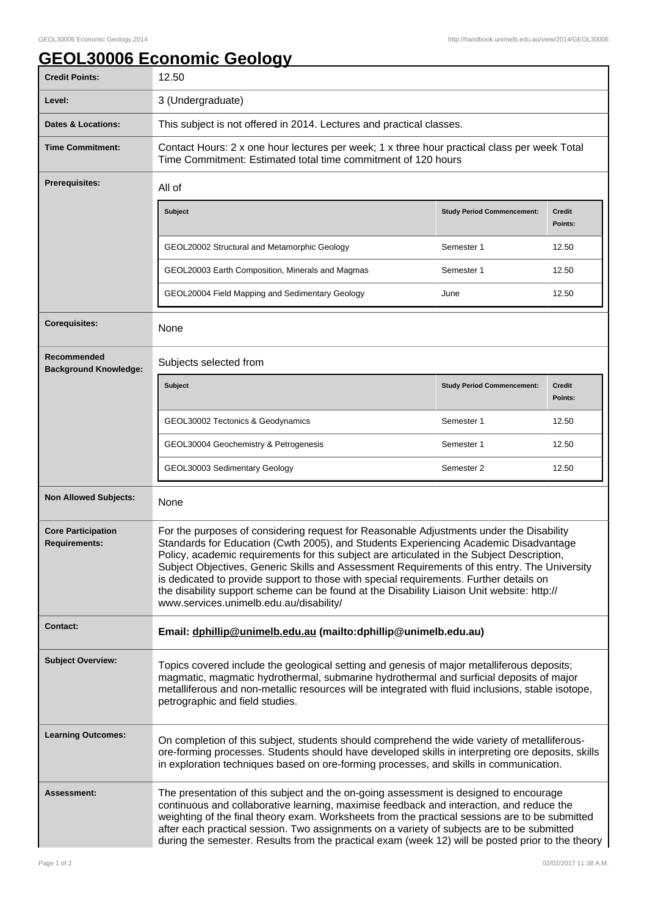# GEOL30006 Economic Geology

| | |
|---|---|
| **Credit Points:** | 12.50 |
| **Level:** | 3 (Undergraduate) |
| **Dates & Locations:** | This subject is not offered in 2014. Lectures and practical classes. |
| **Time Commitment:** | Contact Hours: 2 x one hour lectures per week; 1 x three hour practical class per week Total Time Commitment: Estimated total time commitment of 120 hours |
| **Prerequisites:** | All of |

| Subject | Study Period Commencement: | Credit Points: |
|---|---|---|
| GEOL20002 Structural and Metamorphic Geology | Semester 1 | 12.50 |
| GEOL20003 Earth Composition, Minerals and Magmas | Semester 1 | 12.50 |
| GEOL20004 Field Mapping and Sedimentary Geology | June | 12.50 |

| | |
|---|---|
| **Corequisites:** | None |
| **Recommended Background Knowledge:** | Subjects selected from |

| Subject | Study Period Commencement: | Credit Points: |
|---|---|---|
| GEOL30002 Tectonics & Geodynamics | Semester 1 | 12.50 |
| GEOL30004 Geochemistry & Petrogenesis | Semester 1 | 12.50 |
| GEOL30003 Sedimentary Geology | Semester 2 | 12.50 |

| | |
|---|---|
| **Non Allowed Subjects:** | None |
| **Core Participation Requirements:** | For the purposes of considering request for Reasonable Adjustments under the Disability Standards for Education (Cwth 2005), and Students Experiencing Academic Disadvantage Policy, academic requirements for this subject are articulated in the Subject Description, Subject Objectives, Generic Skills and Assessment Requirements of this entry. The University is dedicated to provide support to those with special requirements. Further details on the disability support scheme can be found at the Disability Liaison Unit website: http://www.services.unimelb.edu.au/disability/ |
| **Contact:** | **Email: dphillip@unimelb.edu.au (mailto:dphillip@unimelb.edu.au)** |
| **Subject Overview:** | Topics covered include the geological setting and genesis of major metalliferous deposits; magmatic, magmatic hydrothermal, submarine hydrothermal and surficial deposits of major metalliferous and non-metallic resources will be integrated with fluid inclusions, stable isotope, petrographic and field studies. |
| **Learning Outcomes:** | On completion of this subject, students should comprehend the wide variety of metalliferous-ore-forming processes. Students should have developed skills in interpreting ore deposits, skills in exploration techniques based on ore-forming processes, and skills in communication. |
| **Assessment:** | The presentation of this subject and the on-going assessment is designed to encourage continuous and collaborative learning, maximise feedback and interaction, and reduce the weighting of the final theory exam. Worksheets from the practical sessions are to be submitted after each practical session. Two assignments on a variety of subjects are to be submitted during the semester. Results from the practical exam (week 12) will be posted prior to the theory |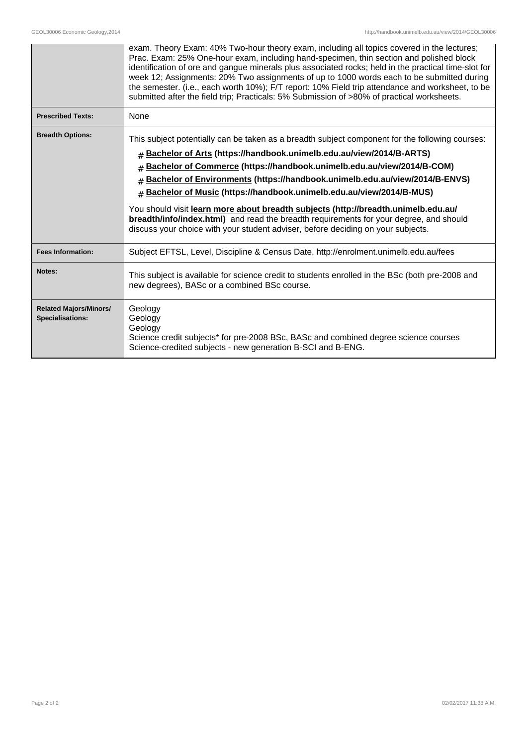| | |
|---|---|
| | exam. Theory Exam: 40% Two-hour theory exam, including all topics covered in the lectures; Prac. Exam: 25% One-hour exam, including hand-specimen, thin section and polished block identification of ore and gangue minerals plus associated rocks; held in the practical time-slot for week 12; Assignments: 20% Two assignments of up to 1000 words each to be submitted during the semester. (i.e., each worth 10%); F/T report: 10% Field trip attendance and worksheet, to be submitted after the field trip; Practicals: 5% Submission of >80% of practical worksheets. |
| **Prescribed Texts:** | None |
| **Breadth Options:** | This subject potentially can be taken as a breadth subject component for the following courses: <br># **Bachelor of Arts (https://handbook.unimelb.edu.au/view/2014/B-ARTS)** <br># **Bachelor of Commerce (https://handbook.unimelb.edu.au/view/2014/B-COM)** <br># **Bachelor of Environments (https://handbook.unimelb.edu.au/view/2014/B-ENVS)** <br># **Bachelor of Music (https://handbook.unimelb.edu.au/view/2014/B-MUS)** <br>You should visit **learn more about breadth subjects (http://breadth.unimelb.edu.au/breadth/info/index.html)** and read the breadth requirements for your degree, and should discuss your choice with your student adviser, before deciding on your subjects. |
| **Fees Information:** | Subject EFTSL, Level, Discipline & Census Date, http://enrolment.unimelb.edu.au/fees |
| **Notes:** | This subject is available for science credit to students enrolled in the BSc (both pre-2008 and new degrees), BASc or a combined BSc course. |
| **Related Majors/Minors/ Specialisations:** | Geology <br>Geology <br>Geology <br>Science credit subjects* for pre-2008 BSc, BASc and combined degree science courses <br>Science-credited subjects - new generation B-SCI and B-ENG. |